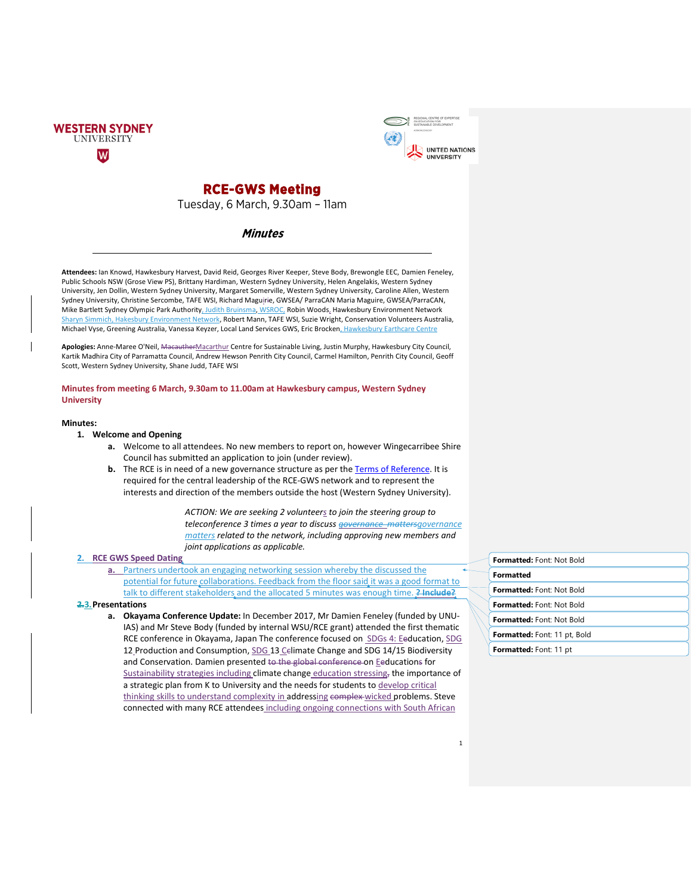# RCE-GWS Meeting

Tuesday, 6 March, 9.30am – 11am

## *Minutes*

**Attendees:** Ian Knowd, Hawkesbury Harvest, David Reid, Georges River Keeper, Steve Body, Brewongle EEC, Damien Feneley, Public Schools NSW (Grose View PS), Brittany Hardiman, Western Sydney University, Helen Angelakis, Western Sydney University, Jen Dollin, Western Sydney University, Margaret Somerville, Western Sydney University, Caroline Allen, Western Sydney University, Christine Sercombe, TAFE WSI, Richard Maguire, GWSEA/ ParraCAN Maria Maguire, GWSEA/ParraCAN, Mike Bartlett Sydney Olympic Park Authority, Judith Bruinsma, WSROC, Robin Woods, Hawkesbury Environment Network Sharyn Simmich, Hakesbury Environment Network, Robert Mann, TAFE WSI, Suzie Wright, Conservation Volunteers Australia, Michael Vyse, Greening Australia, Vanessa Keyzer, Local Land Services GWS, Eric Brocken, Hawkesbury Earthcare Centre

**Apologies:** Anne-Maree O'Neil, Macarthur Centre for Sustainable Living, Justin Murphy, Hawkesbury City Council, Kartik Madhira City of Parramatta Council, Andrew Hewson Penrith City Council, Carmel Hamilton, Penrith City Council, Geoff Scott, Western Sydney University, Shane Judd, TAFE WSI

**Minutes from meeting 6 March, 9.30am to 11.00am at Hawkesbury campus, Western Sydney University**

**Minutes:**

1. **Welcome and Opening**
   a. Welcome to all attendees. No new members to report on, however Wingecarribee Shire Council has submitted an application to join (under review).
   b. The RCE is in need of a new governance structure as per the Terms of Reference. It is required for the central leadership of the RCE-GWS network and to represent the interests and direction of the members outside the host (Western Sydney University).

   *ACTION: We are seeking 2 volunteers to join the steering group to teleconference 3 times a year to discuss governance matters related to the network, including approving new members and joint applications as applicable.*

2. **RCE GWS Speed Dating**
   a. Partners undertook an engaging networking session whereby the discussed the potential for future collaborations. Feedback from the floor said it was a good format to talk to different stakeholders and the allocated 5 minutes was enough time.

3. **Presentations**
   a. **Okayama Conference Update:** In December 2017, Mr Damien Feneley (funded by UNU-IAS) and Mr Steve Body (funded by internal WSU/RCE grant) attended the first thematic RCE conference in Okayama, Japan The conference focused on SDGs 4: Education, SDG 12 Production and Consumption, SDG 13 Climate Change and SDG 14/15 Biodiversity and Conservation. Damien presented on Educations for Sustainability strategies including climate change education stressing the importance of a strategic plan from K to University and the needs for students to develop critical thinking skills to understand complexity in addressing wicked problems. Steve connected with many RCE attendees including ongoing connections with South African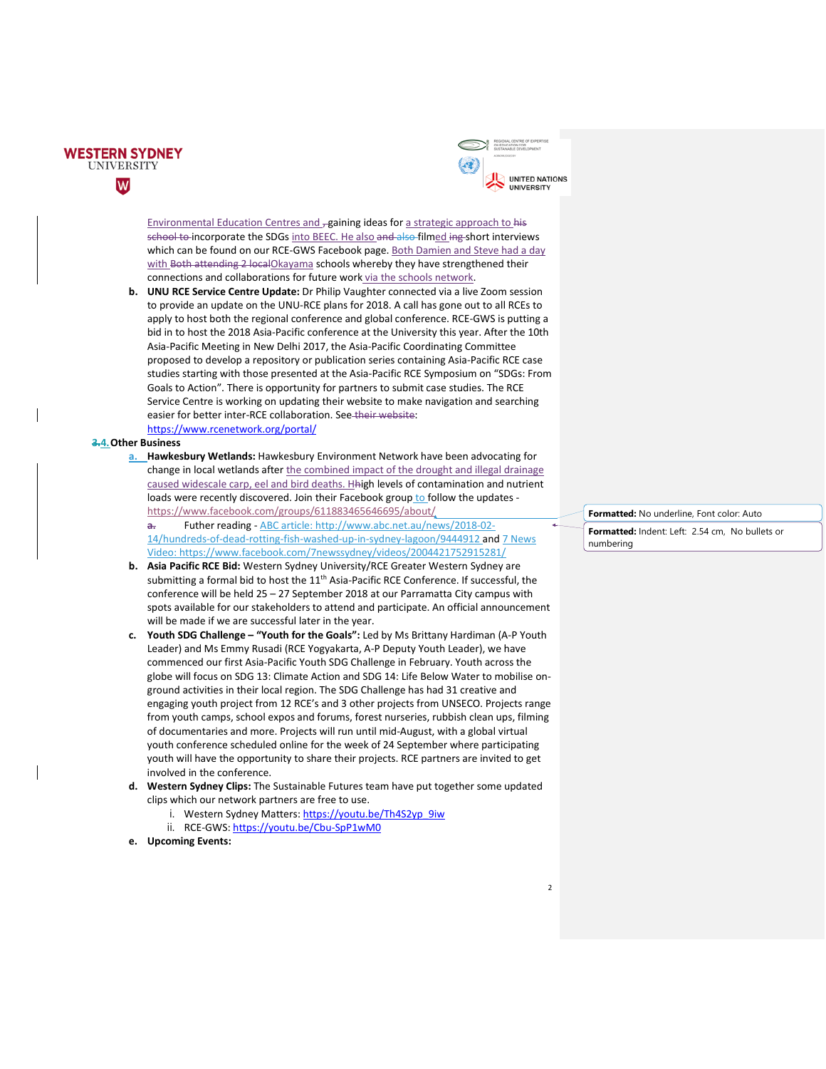Environmental Education Centres and gaining ideas for a strategic approach to incorporate the SDGs into BEEC. He also filmed short interviews which can be found on our RCE-GWS Facebook page. Both Damien and Steve had a day with Okayama schools whereby they have strengthened their connections and collaborations for future work via the schools network.

b. **UNU RCE Service Centre Update:** Dr Philip Vaughter connected via a live Zoom session to provide an update on the UNU-RCE plans for 2018. A call has gone out to all RCEs to apply to host both the regional conference and global conference. RCE-GWS is putting a bid in to host the 2018 Asia-Pacific conference at the University this year. After the 10th Asia-Pacific Meeting in New Delhi 2017, the Asia-Pacific Coordinating Committee proposed to develop a repository or publication series containing Asia-Pacific RCE case studies starting with those presented at the Asia-Pacific RCE Symposium on "SDGs: From Goals to Action". There is opportunity for partners to submit case studies. The RCE Service Centre is working on updating their website to make navigation and searching easier for better inter-RCE collaboration. See: https://www.rcenetwork.org/portal/

## 4. Other Business

a. **Hawkesbury Wetlands:** Hawkesbury Environment Network have been advocating for change in local wetlands after the combined impact of the drought and illegal drainage caused widescale carp, eel and bird deaths. High levels of contamination and nutrient loads were recently discovered. Join their Facebook group to follow the updates - https://www.facebook.com/groups/611883465646695/about/

   Futher reading - ABC article: http://www.abc.net.au/news/2018-02-14/hundreds-of-dead-rotting-fish-washed-up-in-sydney-lagoon/9444912 and 7 News Video: https://www.facebook.com/7newssydney/videos/2004421752915281/

b. **Asia Pacific RCE Bid:** Western Sydney University/RCE Greater Western Sydney are submitting a formal bid to host the 11th Asia-Pacific RCE Conference. If successful, the conference will be held 25 – 27 September 2018 at our Parramatta City campus with spots available for our stakeholders to attend and participate. An official announcement will be made if we are successful later in the year.

c. **Youth SDG Challenge – "Youth for the Goals":** Led by Ms Brittany Hardiman (A-P Youth Leader) and Ms Emmy Rusadi (RCE Yogyakarta, A-P Deputy Youth Leader), we have commenced our first Asia-Pacific Youth SDG Challenge in February. Youth across the globe will focus on SDG 13: Climate Action and SDG 14: Life Below Water to mobilise on-ground activities in their local region. The SDG Challenge has had 31 creative and engaging youth project from 12 RCE's and 3 other projects from UNSECO. Projects range from youth camps, school expos and forums, forest nurseries, rubbish clean ups, filming of documentaries and more. Projects will run until mid-August, with a global virtual youth conference scheduled online for the week of 24 September where participating youth will have the opportunity to share their projects. RCE partners are invited to get involved in the conference.

d. **Western Sydney Clips:** The Sustainable Futures team have put together some updated clips which our network partners are free to use.
   i. Western Sydney Matters: https://youtu.be/Th4S2yp_9iw
   ii. RCE-GWS: https://youtu.be/Cbu-SpP1wM0

e. **Upcoming Events:**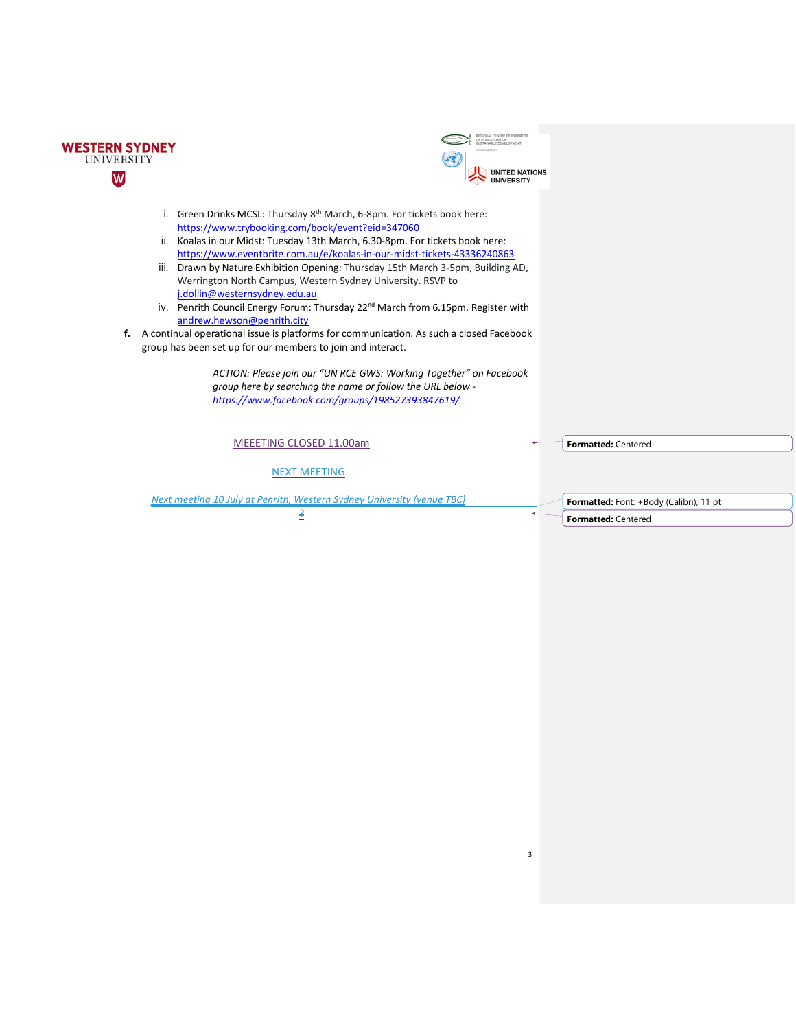i. Green Drinks MCSL: Thursday 8th March, 6-8pm. For tickets book here: https://www.trybooking.com/book/event?eid=347060
ii. Koalas in our Midst: Tuesday 13th March, 6.30-8pm. For tickets book here: https://www.eventbrite.com.au/e/koalas-in-our-midst-tickets-43336240863
iii. Drawn by Nature Exhibition Opening: Thursday 15th March 3-5pm, Building AD, Werrington North Campus, Western Sydney University. RSVP to j.dollin@westernsydney.edu.au
iv. Penrith Council Energy Forum: Thursday 22nd March from 6.15pm. Register with andrew.hewson@penrith.city

**f.** A continual operational issue is platforms for communication. As such a closed Facebook group has been set up for our members to join and interact.

*ACTION: Please join our "UN RCE GWS: Working Together" on Facebook group here by searching the name or follow the URL below - https://www.facebook.com/groups/198527393847619/*

MEEETING CLOSED 11.00am

~~NEXT MEETING~~

*Next meeting 10 July at Penrith, Western Sydney University (venue TBC)*